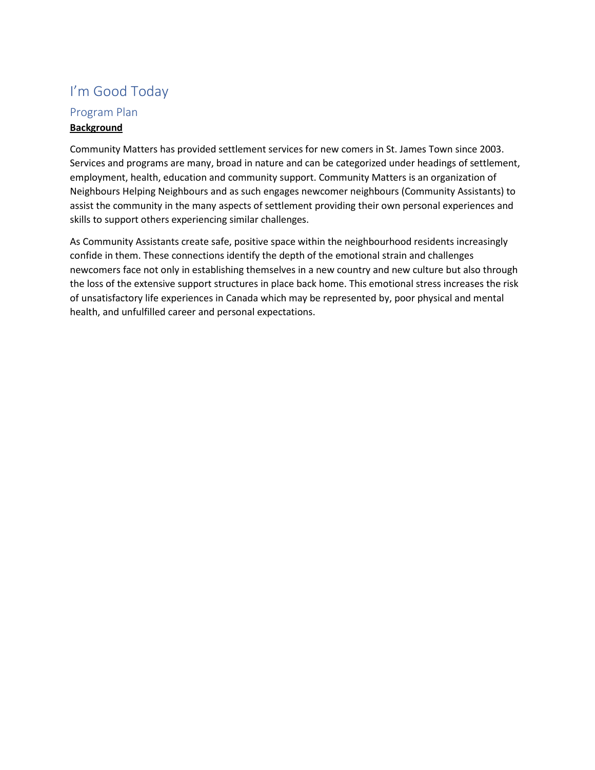# I'm Good Today

## Program Plan

**Background**

Community Matters has provided settlement services for new comers in St. James Town since 2003. Services and programs are many, broad in nature and can be categorized under headings of settlement, employment, health, education and community support. Community Matters is an organization of Neighbours Helping Neighbours and as such engages newcomer neighbours (Community Assistants) to assist the community in the many aspects of settlement providing their own personal experiences and skills to support others experiencing similar challenges.

As Community Assistants create safe, positive space within the neighbourhood residents increasingly confide in them. These connections identify the depth of the emotional strain and challenges newcomers face not only in establishing themselves in a new country and new culture but also through the loss of the extensive support structures in place back home. This emotional stress increases the risk of unsatisfactory life experiences in Canada which may be represented by, poor physical and mental health, and unfulfilled career and personal expectations.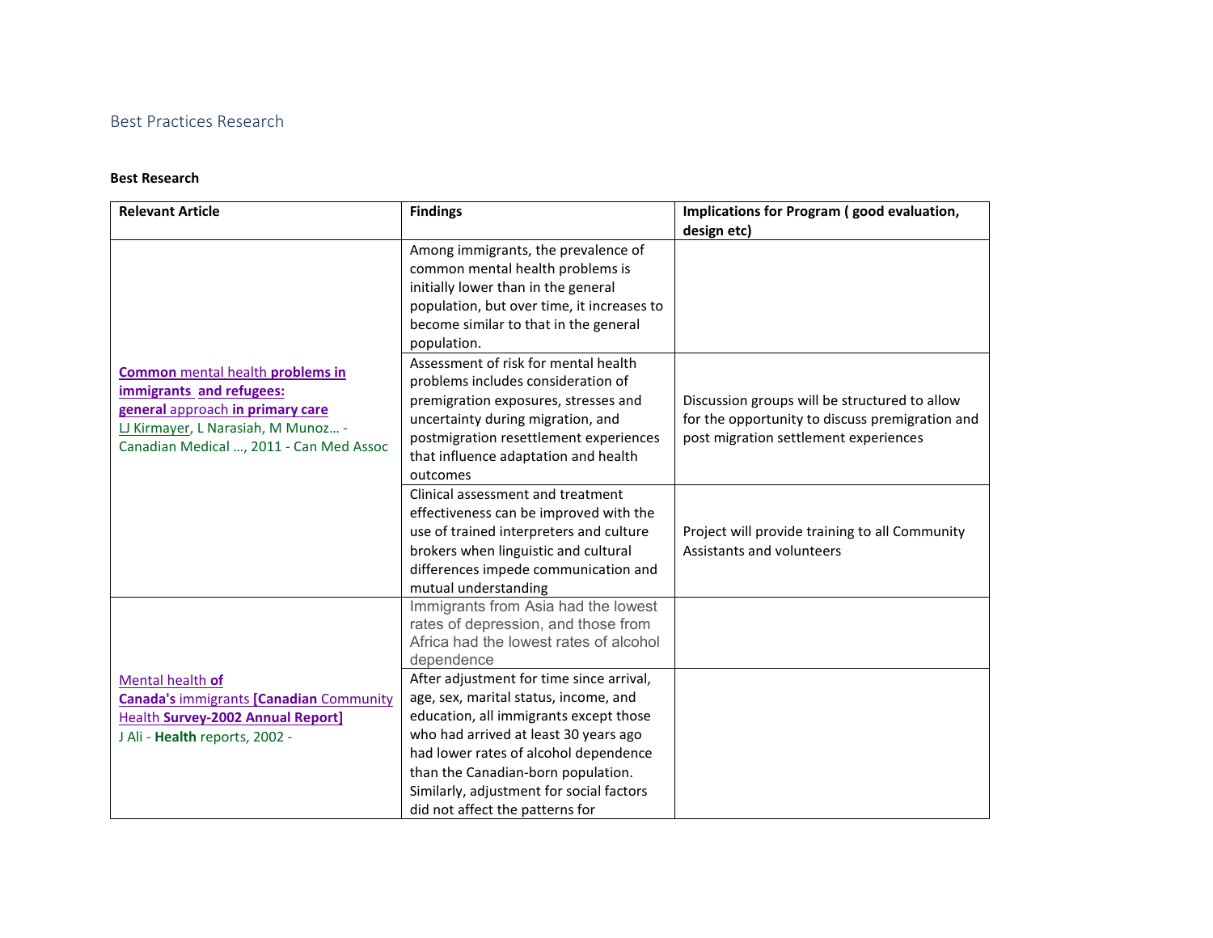## Best Practices Research

**Best Research**

| Relevant Article | Findings | Implications for Program ( good evaluation, design etc) |
|---|---|---|
| **Common** mental health **problems in immigrants and refugees: general** approach **in primary care** LJ Kirmayer, L Narasiah, M Munoz… - Canadian Medical …, 2011 - Can Med Assoc | Among immigrants, the prevalence of common mental health problems is initially lower than in the general population, but over time, it increases to become similar to that in the general population. | |
| | Assessment of risk for mental health problems includes consideration of premigration exposures, stresses and uncertainty during migration, and postmigration resettlement experiences that influence adaptation and health outcomes | Discussion groups will be structured to allow for the opportunity to discuss premigration and post migration settlement experiences |
| | Clinical assessment and treatment effectiveness can be improved with the use of trained interpreters and culture brokers when linguistic and cultural differences impede communication and mutual understanding | Project will provide training to all Community Assistants and volunteers |
| Mental health **of Canada's** immigrants **[Canadian** Community Health **Survey-2002 Annual Report]** J Ali - **Health** reports, 2002 - | Immigrants from Asia had the lowest rates of depression, and those from Africa had the lowest rates of alcohol dependence | |
| | After adjustment for time since arrival, age, sex, marital status, income, and education, all immigrants except those who had arrived at least 30 years ago had lower rates of alcohol dependence than the Canadian-born population. Similarly, adjustment for social factors did not affect the patterns for | |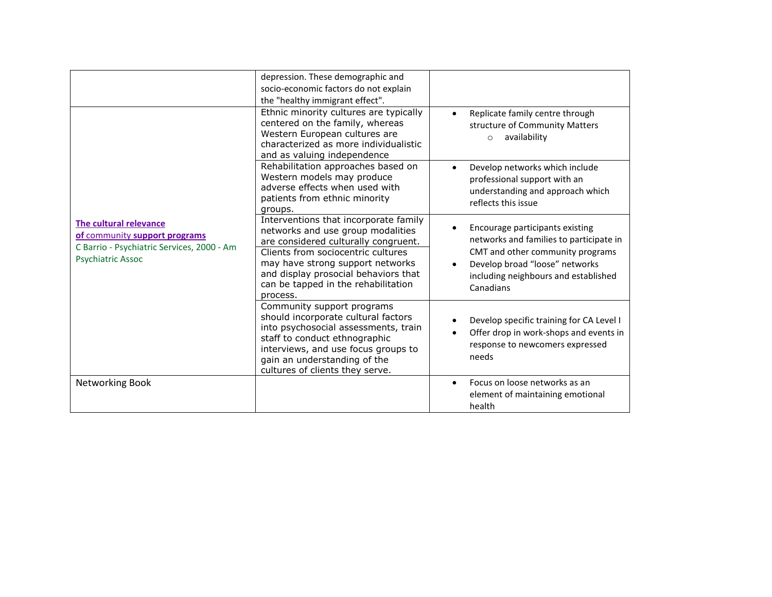| | | |
|---|---|---|
| | depression. These demographic and socio-economic factors do not explain the "healthy immigrant effect". | |
| **The cultural relevance of community support programs**<br>C Barrio - Psychiatric Services, 2000 - Am Psychiatric Assoc | Ethnic minority cultures are typically centered on the family, whereas Western European cultures are characterized as more individualistic and as valuing independence | • Replicate family centre through structure of Community Matters<br>  ○ availability |
| | Rehabilitation approaches based on Western models may produce adverse effects when used with patients from ethnic minority groups. | • Develop networks which include professional support with an understanding and approach which reflects this issue |
| | Interventions that incorporate family networks and use group modalities are considered culturally congruent.<br>Clients from sociocentric cultures may have strong support networks and display prosocial behaviors that can be tapped in the rehabilitation process. | • Encourage participants existing networks and families to participate in CMT and other community programs<br>• Develop broad "loose" networks including neighbours and established Canadians |
| | Community support programs should incorporate cultural factors into psychosocial assessments, train staff to conduct ethnographic interviews, and use focus groups to gain an understanding of the cultures of clients they serve. | • Develop specific training for CA Level I<br>• Offer drop in work-shops and events in response to newcomers expressed needs |
| Networking Book | | • Focus on loose networks as an element of maintaining emotional health |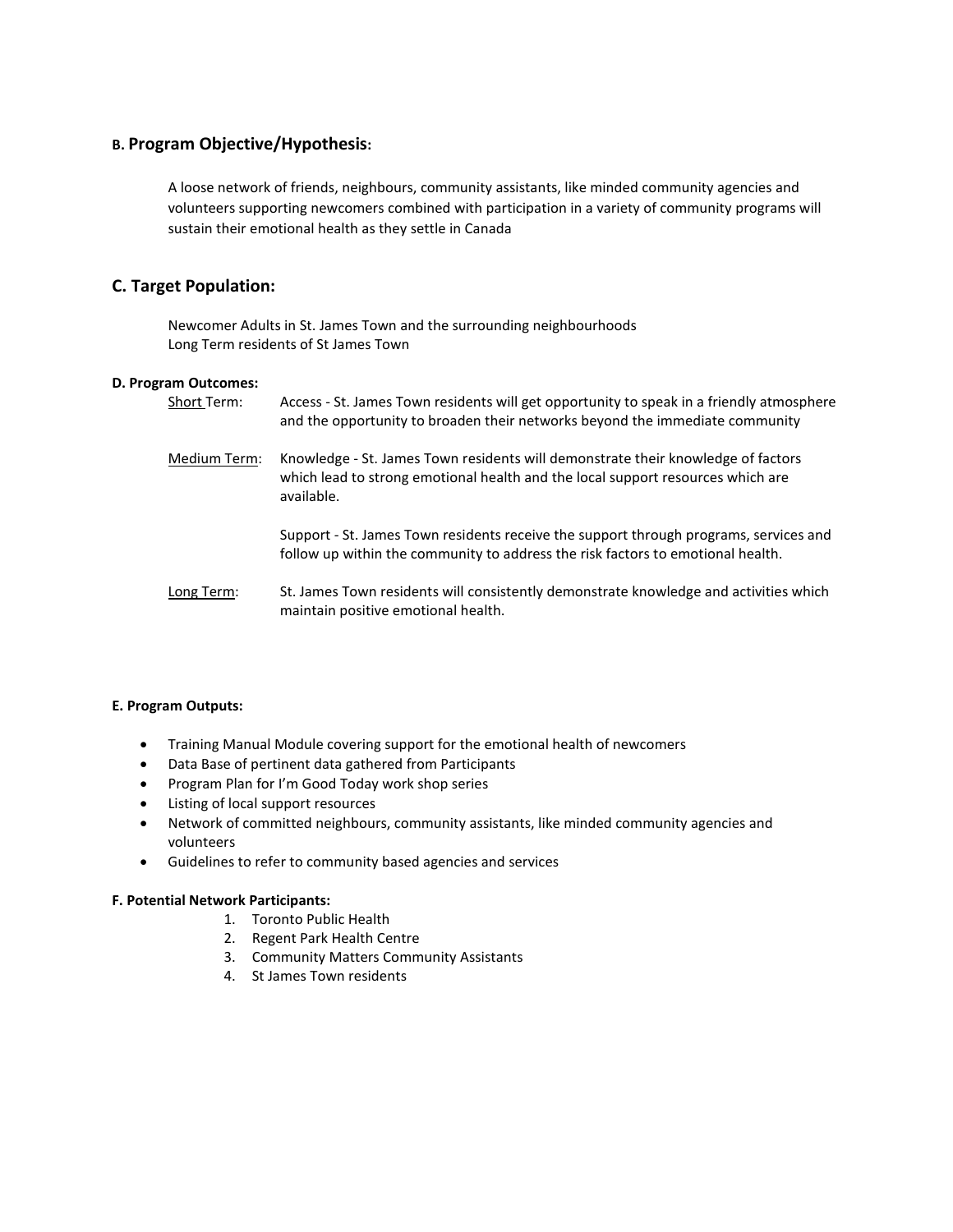## B. Program Objective/Hypothesis:

A loose network of friends, neighbours, community assistants, like minded community agencies and volunteers supporting newcomers combined with participation in a variety of community programs will sustain their emotional health as they settle in Canada

## C. Target Population:

Newcomer Adults in St. James Town and the surrounding neighbourhoods
Long Term residents of St James Town

**D. Program Outcomes:**

| | |
|---|---|
| Short Term: | Access - St. James Town residents will get opportunity to speak in a friendly atmosphere and the opportunity to broaden their networks beyond the immediate community |
| Medium Term: | Knowledge - St. James Town residents will demonstrate their knowledge of factors which lead to strong emotional health and the local support resources which are available. |
| | Support - St. James Town residents receive the support through programs, services and follow up within the community to address the risk factors to emotional health. |
| Long Term: | St. James Town residents will consistently demonstrate knowledge and activities which maintain positive emotional health. |

**E. Program Outputs:**

- Training Manual Module covering support for the emotional health of newcomers
- Data Base of pertinent data gathered from Participants
- Program Plan for I'm Good Today work shop series
- Listing of local support resources
- Network of committed neighbours, community assistants, like minded community agencies and volunteers
- Guidelines to refer to community based agencies and services

**F. Potential Network Participants:**

1. Toronto Public Health
2. Regent Park Health Centre
3. Community Matters Community Assistants
4. St James Town residents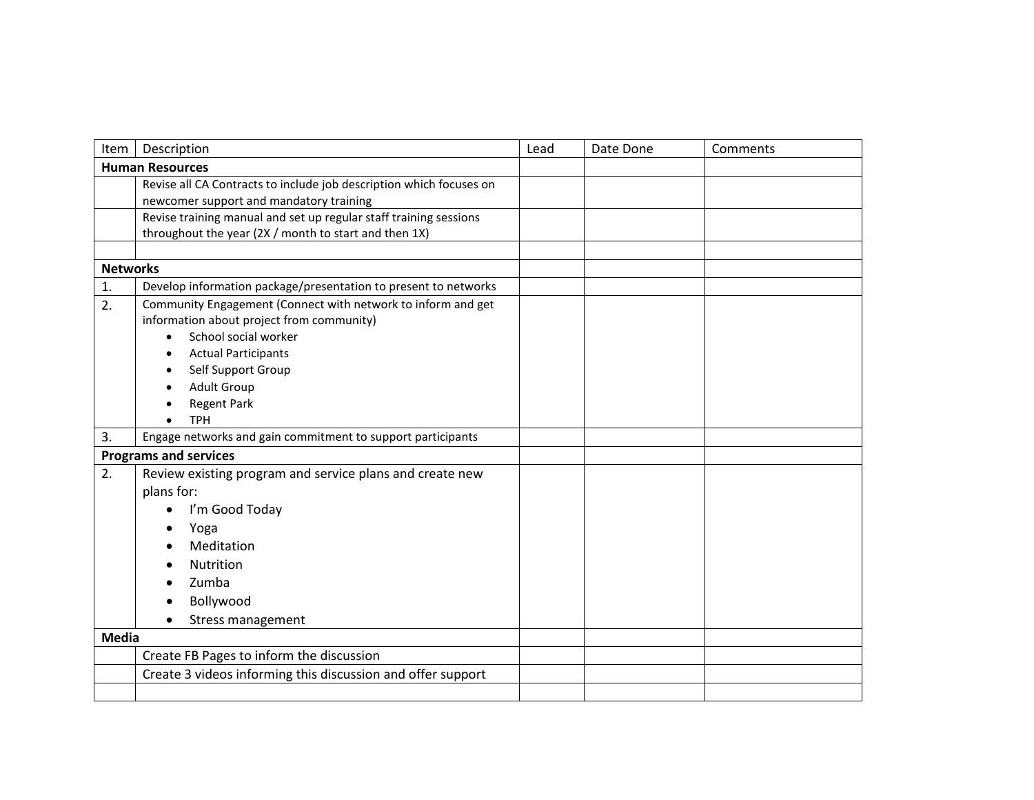| Item | Description | Lead | Date Done | Comments |
| --- | --- | --- | --- | --- |
| **Human Resources** | | | | |
| | Revise all CA Contracts to include job description which focuses on newcomer support and mandatory training | | | |
| | Revise training manual and set up regular staff training sessions throughout the year (2X / month to start and then 1X) | | | |
| | | | | |
| **Networks** | | | | |
| 1. | Develop information package/presentation to present to networks | | | |
| 2. | Community Engagement (Connect with network to inform and get information about project from community)<br>• School social worker<br>• Actual Participants<br>• Self Support Group<br>• Adult Group<br>• Regent Park<br>• TPH | | | |
| 3. | Engage networks and gain commitment to support participants | | | |
| **Programs and services** | | | | |
| 2. | Review existing program and service plans and create new plans for:<br>• I'm Good Today<br>• Yoga<br>• Meditation<br>• Nutrition<br>• Zumba<br>• Bollywood<br>• Stress management | | | |
| **Media** | | | | |
| | Create FB Pages to inform the discussion | | | |
| | Create 3 videos informing this discussion and offer support | | | |
| | | | | |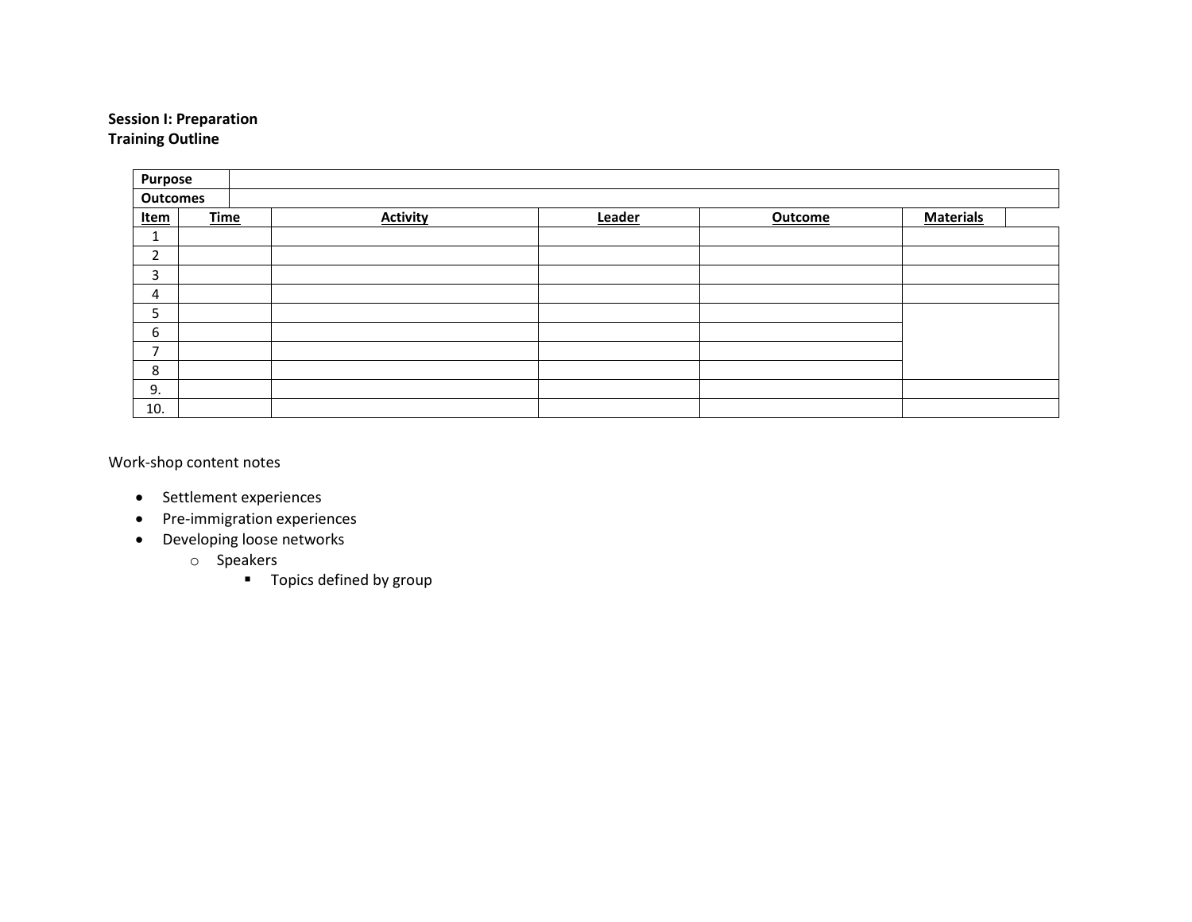**Session I: Preparation**
**Training Outline**

| Purpose | | | | | |
|---|---|---|---|---|---|
| **Outcomes** | | | | | |
| **Item** | **Time** | **Activity** | **Leader** | **Outcome** | **Materials** |
| 1 | | | | | |
| 2 | | | | | |
| 3 | | | | | |
| 4 | | | | | |
| 5 | | | | | |
| 6 | | | | | |
| 7 | | | | | |
| 8 | | | | | |
| 9. | | | | | |
| 10. | | | | | |

Work-shop content notes

- Settlement experiences
- Pre-immigration experiences
- Developing loose networks
  - Speakers
    - Topics defined by group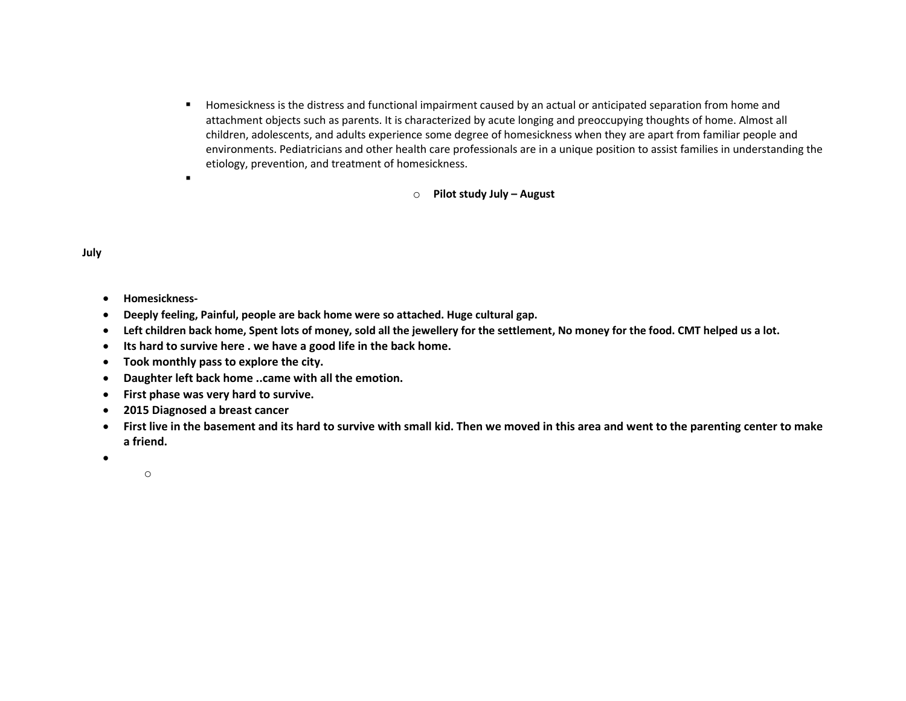- Homesickness is the distress and functional impairment caused by an actual or anticipated separation from home and attachment objects such as parents. It is characterized by acute longing and preoccupying thoughts of home. Almost all children, adolescents, and adults experience some degree of homesickness when they are apart from familiar people and environments. Pediatricians and other health care professionals are in a unique position to assist families in understanding the etiology, prevention, and treatment of homesickness.

  - **Pilot study July – August**

**July**

- **Homesickness-**
- **Deeply feeling, Painful, people are back home were so attached. Huge cultural gap.**
- **Left children back home, Spent lots of money, sold all the jewellery for the settlement, No money for the food. CMT helped us a lot.**
- **Its hard to survive here . we have a good life in the back home.**
- **Took monthly pass to explore the city.**
- **Daughter left back home ..came with all the emotion.**
- **First phase was very hard to survive.**
- **2015 Diagnosed a breast cancer**
- **First live in the basement and its hard to survive with small kid. Then we moved in this area and went to the parenting center to make a friend.**